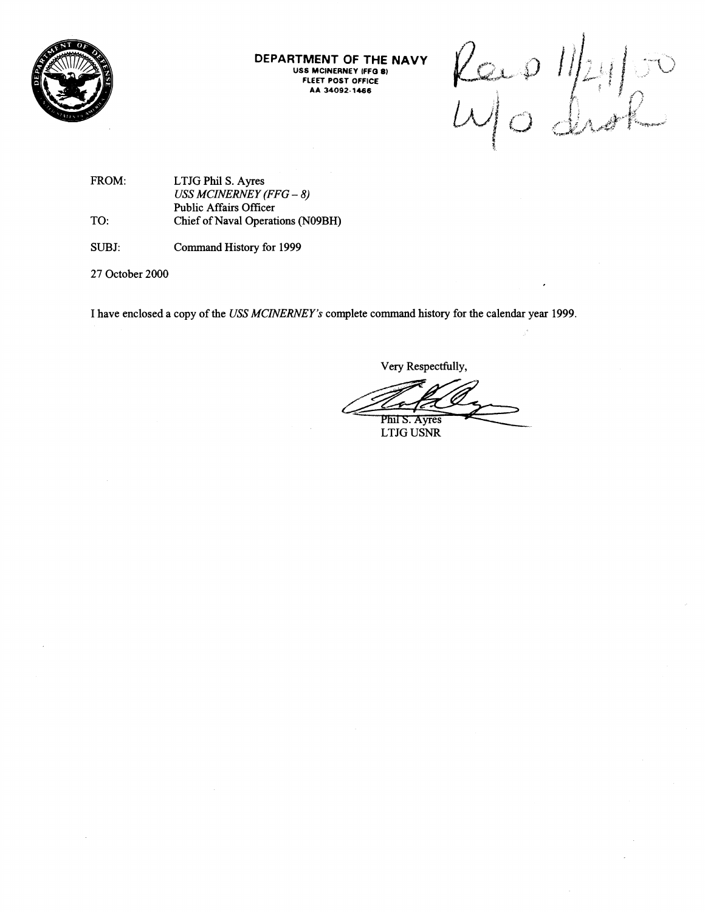**DEPARTMENT OF THE NAVY**
USS MCINERNEY (FFG 8)
FLEET POST OFFICE
AA 34092-1466

Rec'd 11/24/00
W/o disk

FROM: LTJG Phil S. Ayres
*USS MCINERNEY (FFG – 8)*
Public Affairs Officer

TO: Chief of Naval Operations (N09BH)

SUBJ: Command History for 1999

27 October 2000

I have enclosed a copy of the *USS MCINERNEY's* complete command history for the calendar year 1999.

Very Respectfully,

Phil S. Ayres
LTJG USNR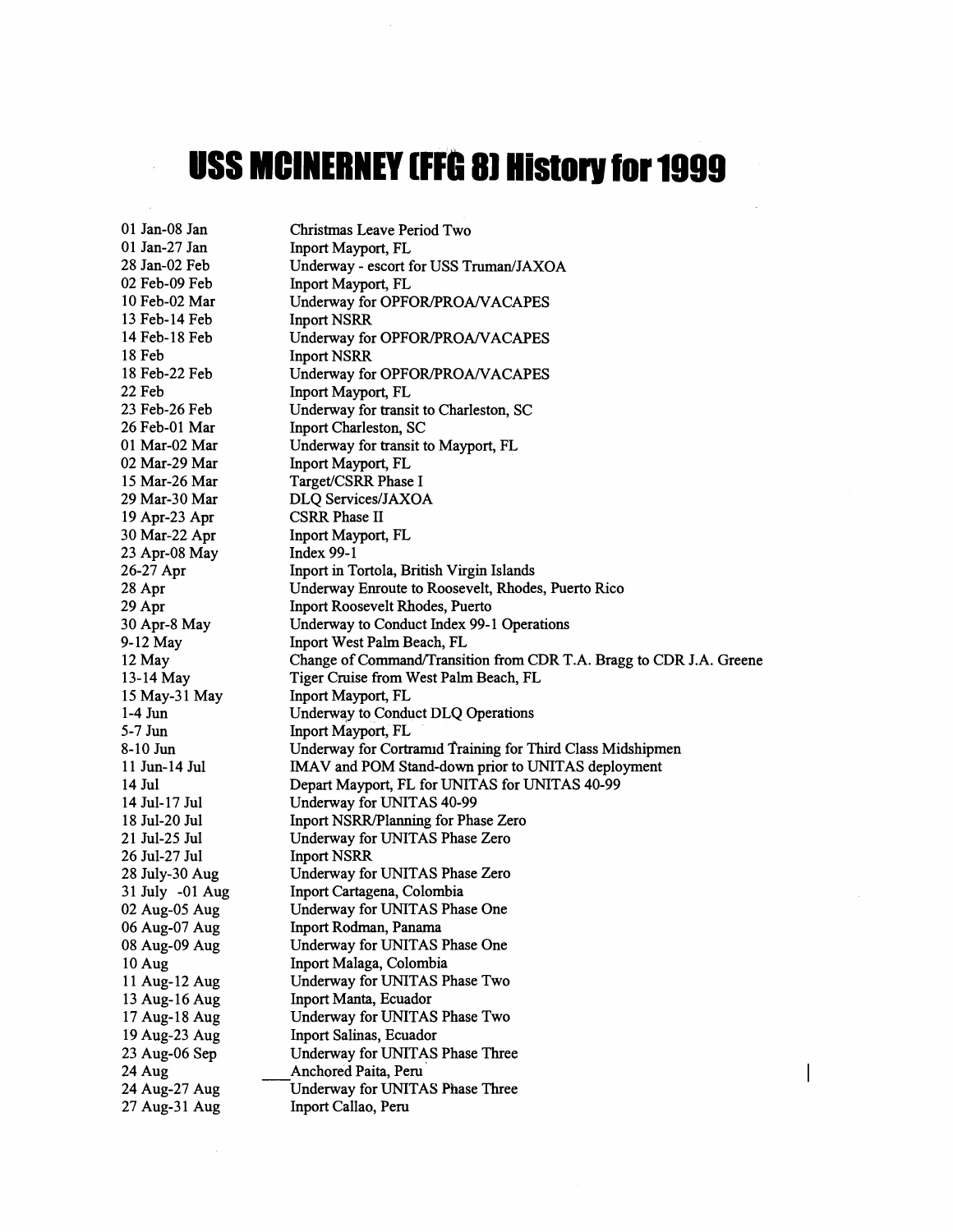# USS MCINERNEY (FFG 8) History for 1999

| | |
|---|---|
| 01 Jan-08 Jan | Christmas Leave Period Two |
| 01 Jan-27 Jan | Inport Mayport, FL |
| 28 Jan-02 Feb | Underway - escort for USS Truman/JAXOA |
| 02 Feb-09 Feb | Inport Mayport, FL |
| 10 Feb-02 Mar | Underway for OPFOR/PROA/VACAPES |
| 13 Feb-14 Feb | Inport NSRR |
| 14 Feb-18 Feb | Underway for OPFOR/PROA/VACAPES |
| 18 Feb | Inport NSRR |
| 18 Feb-22 Feb | Underway for OPFOR/PROA/VACAPES |
| 22 Feb | Inport Mayport, FL |
| 23 Feb-26 Feb | Underway for transit to Charleston, SC |
| 26 Feb-01 Mar | Inport Charleston, SC |
| 01 Mar-02 Mar | Underway for transit to Mayport, FL |
| 02 Mar-29 Mar | Inport Mayport, FL |
| 15 Mar-26 Mar | Target/CSRR Phase I |
| 29 Mar-30 Mar | DLQ Services/JAXOA |
| 19 Apr-23 Apr | CSRR Phase II |
| 30 Mar-22 Apr | Inport Mayport, FL |
| 23 Apr-08 May | Index 99-1 |
| 26-27 Apr | Inport in Tortola, British Virgin Islands |
| 28 Apr | Underway Enroute to Roosevelt, Rhodes, Puerto Rico |
| 29 Apr | Inport Roosevelt Rhodes, Puerto |
| 30 Apr-8 May | Underway to Conduct Index 99-1 Operations |
| 9-12 May | Inport West Palm Beach, FL |
| 12 May | Change of Command/Transition from CDR T.A. Bragg to CDR J.A. Greene |
| 13-14 May | Tiger Cruise from West Palm Beach, FL |
| 15 May-31 May | Inport Mayport, FL |
| 1-4 Jun | Underway to Conduct DLQ Operations |
| 5-7 Jun | Inport Mayport, FL |
| 8-10 Jun | Underway for Cortramid Training for Third Class Midshipmen |
| 11 Jun-14 Jul | IMAV and POM Stand-down prior to UNITAS deployment |
| 14 Jul | Depart Mayport, FL for UNITAS for UNITAS 40-99 |
| 14 Jul-17 Jul | Underway for UNITAS 40-99 |
| 18 Jul-20 Jul | Inport NSRR/Planning for Phase Zero |
| 21 Jul-25 Jul | Underway for UNITAS Phase Zero |
| 26 Jul-27 Jul | Inport NSRR |
| 28 July-30 Aug | Underway for UNITAS Phase Zero |
| 31 July -01 Aug | Inport Cartagena, Colombia |
| 02 Aug-05 Aug | Underway for UNITAS Phase One |
| 06 Aug-07 Aug | Inport Rodman, Panama |
| 08 Aug-09 Aug | Underway for UNITAS Phase One |
| 10 Aug | Inport Malaga, Colombia |
| 11 Aug-12 Aug | Underway for UNITAS Phase Two |
| 13 Aug-16 Aug | Inport Manta, Ecuador |
| 17 Aug-18 Aug | Underway for UNITAS Phase Two |
| 19 Aug-23 Aug | Inport Salinas, Ecuador |
| 23 Aug-06 Sep | Underway for UNITAS Phase Three |
| 24 Aug | Anchored Paita, Peru |
| 24 Aug-27 Aug | Underway for UNITAS Phase Three |
| 27 Aug-31 Aug | Inport Callao, Peru |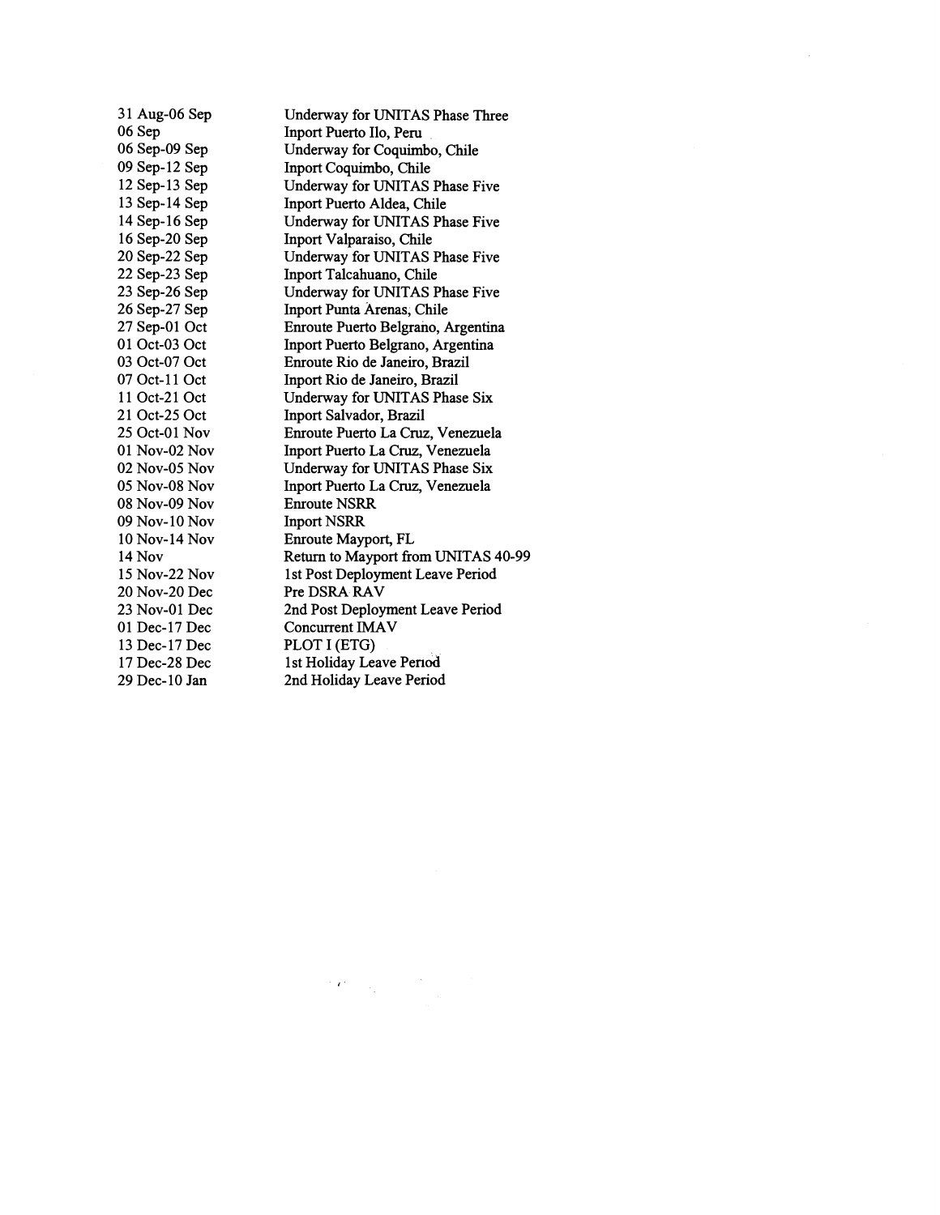| | |
|---|---|
| 31 Aug-06 Sep | Underway for UNITAS Phase Three |
| 06 Sep | Inport Puerto Ilo, Peru |
| 06 Sep-09 Sep | Underway for Coquimbo, Chile |
| 09 Sep-12 Sep | Inport Coquimbo, Chile |
| 12 Sep-13 Sep | Underway for UNITAS Phase Five |
| 13 Sep-14 Sep | Inport Puerto Aldea, Chile |
| 14 Sep-16 Sep | Underway for UNITAS Phase Five |
| 16 Sep-20 Sep | Inport Valparaiso, Chile |
| 20 Sep-22 Sep | Underway for UNITAS Phase Five |
| 22 Sep-23 Sep | Inport Talcahuano, Chile |
| 23 Sep-26 Sep | Underway for UNITAS Phase Five |
| 26 Sep-27 Sep | Inport Punta Arenas, Chile |
| 27 Sep-01 Oct | Enroute Puerto Belgrano, Argentina |
| 01 Oct-03 Oct | Inport Puerto Belgrano, Argentina |
| 03 Oct-07 Oct | Enroute Rio de Janeiro, Brazil |
| 07 Oct-11 Oct | Inport Rio de Janeiro, Brazil |
| 11 Oct-21 Oct | Underway for UNITAS Phase Six |
| 21 Oct-25 Oct | Inport Salvador, Brazil |
| 25 Oct-01 Nov | Enroute Puerto La Cruz, Venezuela |
| 01 Nov-02 Nov | Inport Puerto La Cruz, Venezuela |
| 02 Nov-05 Nov | Underway for UNITAS Phase Six |
| 05 Nov-08 Nov | Inport Puerto La Cruz, Venezuela |
| 08 Nov-09 Nov | Enroute NSRR |
| 09 Nov-10 Nov | Inport NSRR |
| 10 Nov-14 Nov | Enroute Mayport, FL |
| 14 Nov | Return to Mayport from UNITAS 40-99 |
| 15 Nov-22 Nov | 1st Post Deployment Leave Period |
| 20 Nov-20 Dec | Pre DSRA RAV |
| 23 Nov-01 Dec | 2nd Post Deployment Leave Period |
| 01 Dec-17 Dec | Concurrent IMAV |
| 13 Dec-17 Dec | PLOT I (ETG) |
| 17 Dec-28 Dec | 1st Holiday Leave Period |
| 29 Dec-10 Jan | 2nd Holiday Leave Period |